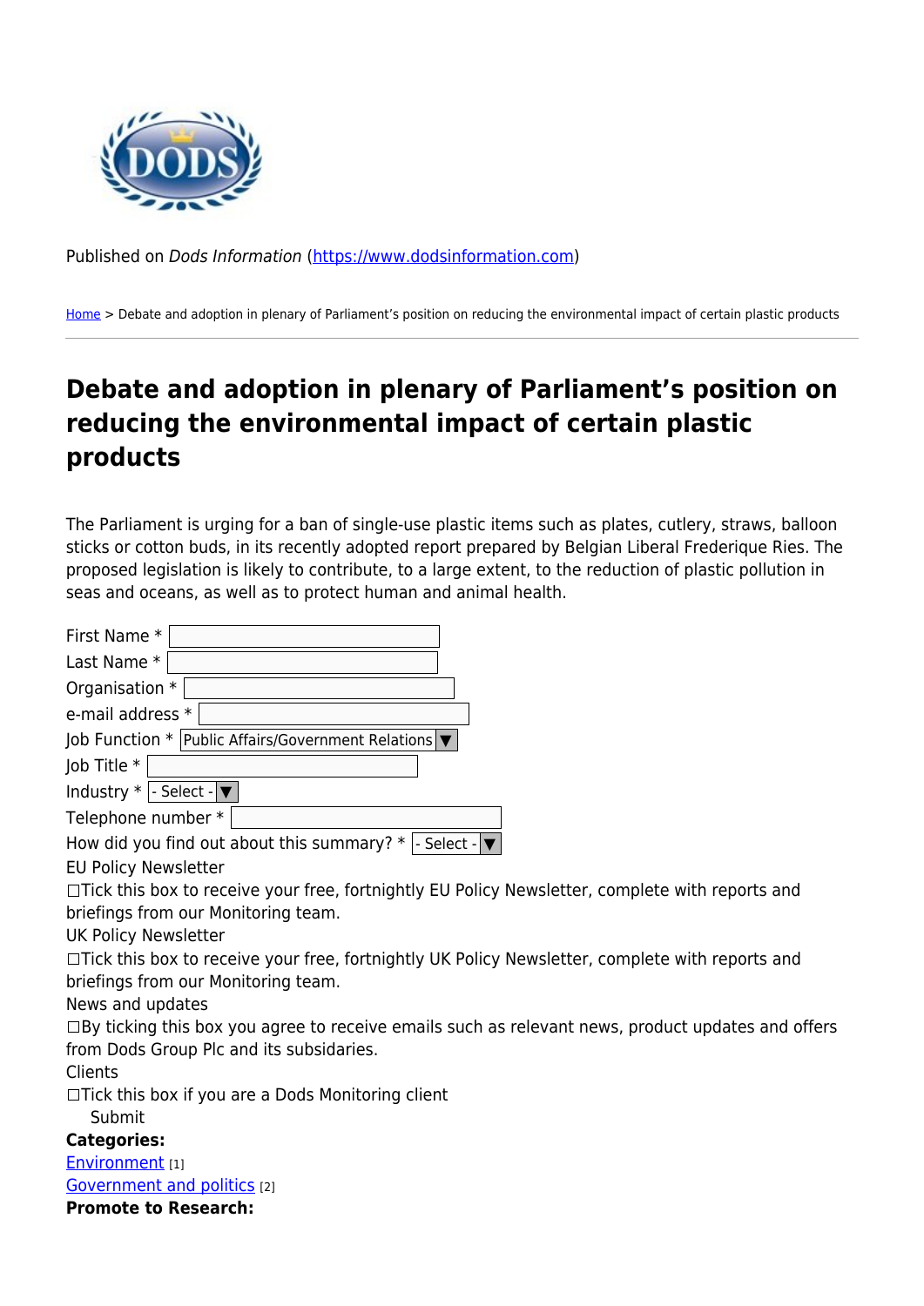Published on *Dods Information* (https://www.dodsinformation.com)

Home > Debate and adoption in plenary of Parliament's position on reducing the environmental impact of certain plastic products

# Debate and adoption in plenary of Parliament's position on reducing the environmental impact of certain plastic products

The Parliament is urging for a ban of single-use plastic items such as plates, cutlery, straws, balloon sticks or cotton buds, in its recently adopted report prepared by Belgian Liberal Frederique Ries. The proposed legislation is likely to contribute, to a large extent, to the reduction of plastic pollution in seas and oceans, as well as to protect human and animal health.

First Name *

Last Name *

Organisation *

e-mail address *

Job Function * Public Affairs/Government Relations

Job Title *

Industry * - Select -

Telephone number *

How did you find out about this summary? * - Select -

EU Policy Newsletter

☐Tick this box to receive your free, fortnightly EU Policy Newsletter, complete with reports and briefings from our Monitoring team.

UK Policy Newsletter

☐Tick this box to receive your free, fortnightly UK Policy Newsletter, complete with reports and briefings from our Monitoring team.

News and updates

☐By ticking this box you agree to receive emails such as relevant news, product updates and offers from Dods Group Plc and its subsidaries.

Clients

☐Tick this box if you are a Dods Monitoring client

Submit

**Categories:**

Environment [1]

Government and politics [2]

**Promote to Research:**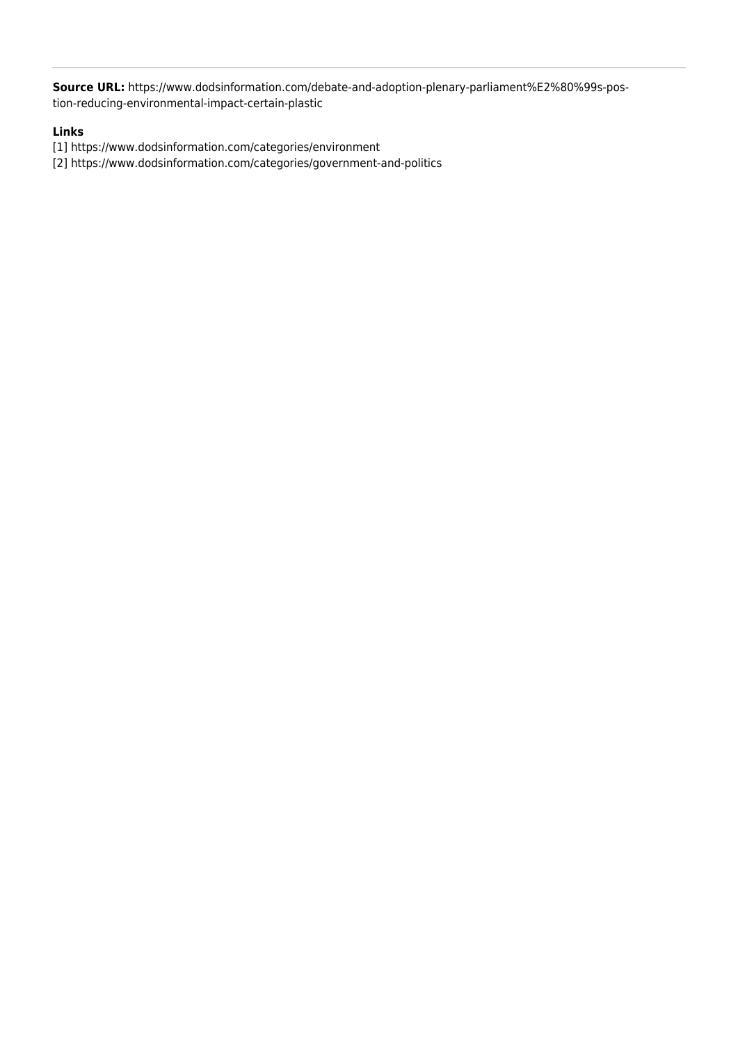---

**Source URL:** https://www.dodsinformation.com/debate-and-adoption-plenary-parliament%E2%80%99s-position-reducing-environmental-impact-certain-plastic

**Links**
[1] https://www.dodsinformation.com/categories/environment
[2] https://www.dodsinformation.com/categories/government-and-politics